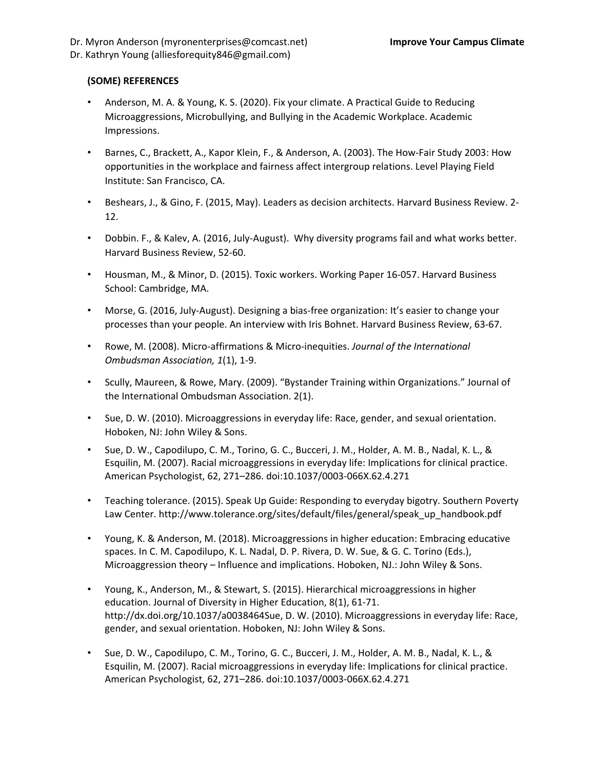Dr. Myron Anderson (myronenterprises@comcast.net) **Improve Your Campus Climate**
Dr. Kathryn Young (alliesforequity846@gmail.com)

**(SOME) REFERENCES**

- Anderson, M. A. & Young, K. S. (2020). Fix your climate. A Practical Guide to Reducing Microaggressions, Microbullying, and Bullying in the Academic Workplace. Academic Impressions.
- Barnes, C., Brackett, A., Kapor Klein, F., & Anderson, A. (2003). The How-Fair Study 2003: How opportunities in the workplace and fairness affect intergroup relations. Level Playing Field Institute: San Francisco, CA.
- Beshears, J., & Gino, F. (2015, May). Leaders as decision architects. Harvard Business Review. 2-12.
- Dobbin. F., & Kalev, A. (2016, July-August). Why diversity programs fail and what works better. Harvard Business Review, 52-60.
- Housman, M., & Minor, D. (2015). Toxic workers. Working Paper 16-057. Harvard Business School: Cambridge, MA.
- Morse, G. (2016, July-August). Designing a bias-free organization: It's easier to change your processes than your people. An interview with Iris Bohnet. Harvard Business Review, 63-67.
- Rowe, M. (2008). Micro-affirmations & Micro-inequities. *Journal of the International Ombudsman Association, 1*(1), 1-9.
- Scully, Maureen, & Rowe, Mary. (2009). "Bystander Training within Organizations." Journal of the International Ombudsman Association. 2(1).
- Sue, D. W. (2010). Microaggressions in everyday life: Race, gender, and sexual orientation. Hoboken, NJ: John Wiley & Sons.
- Sue, D. W., Capodilupo, C. M., Torino, G. C., Bucceri, J. M., Holder, A. M. B., Nadal, K. L., & Esquilin, M. (2007). Racial microaggressions in everyday life: Implications for clinical practice. American Psychologist, 62, 271–286. doi:10.1037/0003-066X.62.4.271
- Teaching tolerance. (2015). Speak Up Guide: Responding to everyday bigotry. Southern Poverty Law Center. http://www.tolerance.org/sites/default/files/general/speak_up_handbook.pdf
- Young, K. & Anderson, M. (2018). Microaggressions in higher education: Embracing educative spaces. In C. M. Capodilupo, K. L. Nadal, D. P. Rivera, D. W. Sue, & G. C. Torino (Eds.), Microaggression theory – Influence and implications. Hoboken, NJ.: John Wiley & Sons.
- Young, K., Anderson, M., & Stewart, S. (2015). Hierarchical microaggressions in higher education. Journal of Diversity in Higher Education, 8(1), 61-71. http://dx.doi.org/10.1037/a0038464Sue, D. W. (2010). Microaggressions in everyday life: Race, gender, and sexual orientation. Hoboken, NJ: John Wiley & Sons.
- Sue, D. W., Capodilupo, C. M., Torino, G. C., Bucceri, J. M., Holder, A. M. B., Nadal, K. L., & Esquilin, M. (2007). Racial microaggressions in everyday life: Implications for clinical practice. American Psychologist, 62, 271–286. doi:10.1037/0003-066X.62.4.271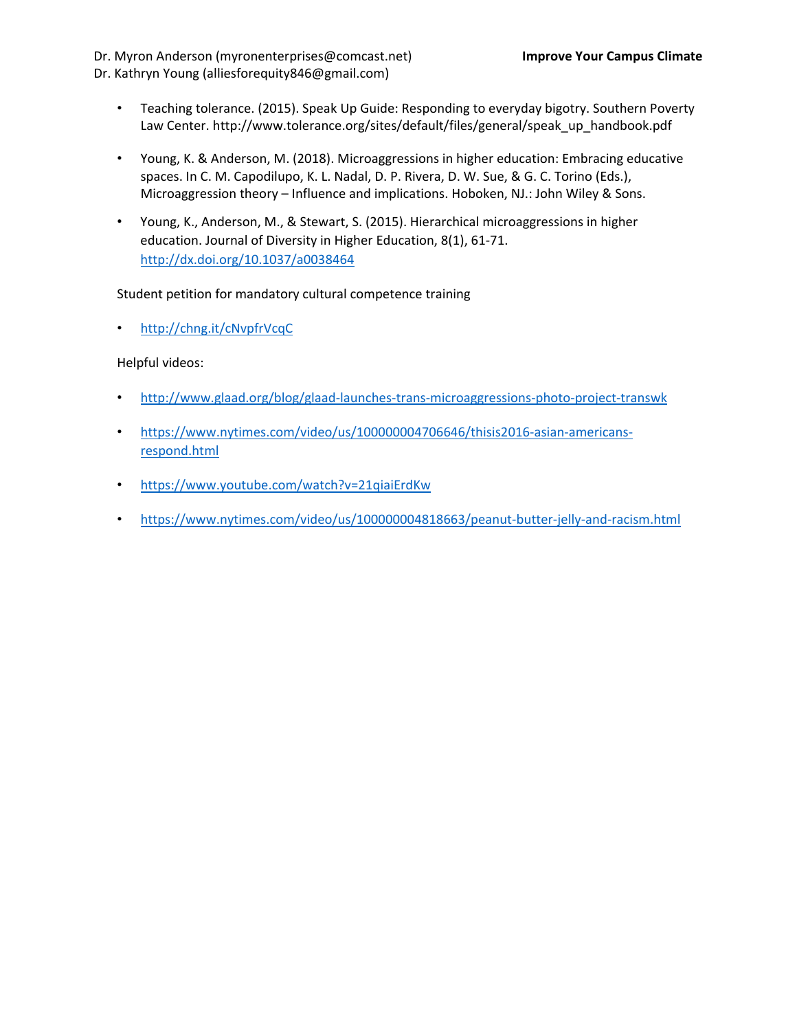- Teaching tolerance. (2015). Speak Up Guide: Responding to everyday bigotry. Southern Poverty Law Center. http://www.tolerance.org/sites/default/files/general/speak_up_handbook.pdf

- Young, K. & Anderson, M. (2018). Microaggressions in higher education: Embracing educative spaces. In C. M. Capodilupo, K. L. Nadal, D. P. Rivera, D. W. Sue, & G. C. Torino (Eds.), Microaggression theory – Influence and implications. Hoboken, NJ.: John Wiley & Sons.

- Young, K., Anderson, M., & Stewart, S. (2015). Hierarchical microaggressions in higher education. Journal of Diversity in Higher Education, 8(1), 61-71. http://dx.doi.org/10.1037/a0038464

Student petition for mandatory cultural competence training

- http://chng.it/cNvpfrVcqC

Helpful videos:

- http://www.glaad.org/blog/glaad-launches-trans-microaggressions-photo-project-transwk

- https://www.nytimes.com/video/us/100000004706646/thisis2016-asian-americans-respond.html

- https://www.youtube.com/watch?v=21qiaiErdKw

- https://www.nytimes.com/video/us/100000004818663/peanut-butter-jelly-and-racism.html